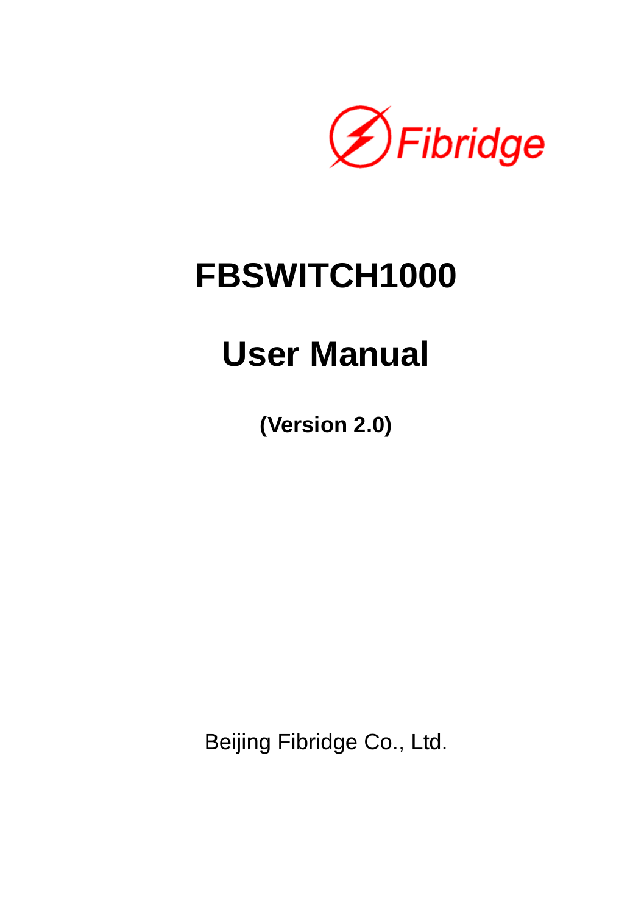Fibridge

# FBSWITCH1000

# User Manual

**(Version 2.0)**

Beijing Fibridge Co., Ltd.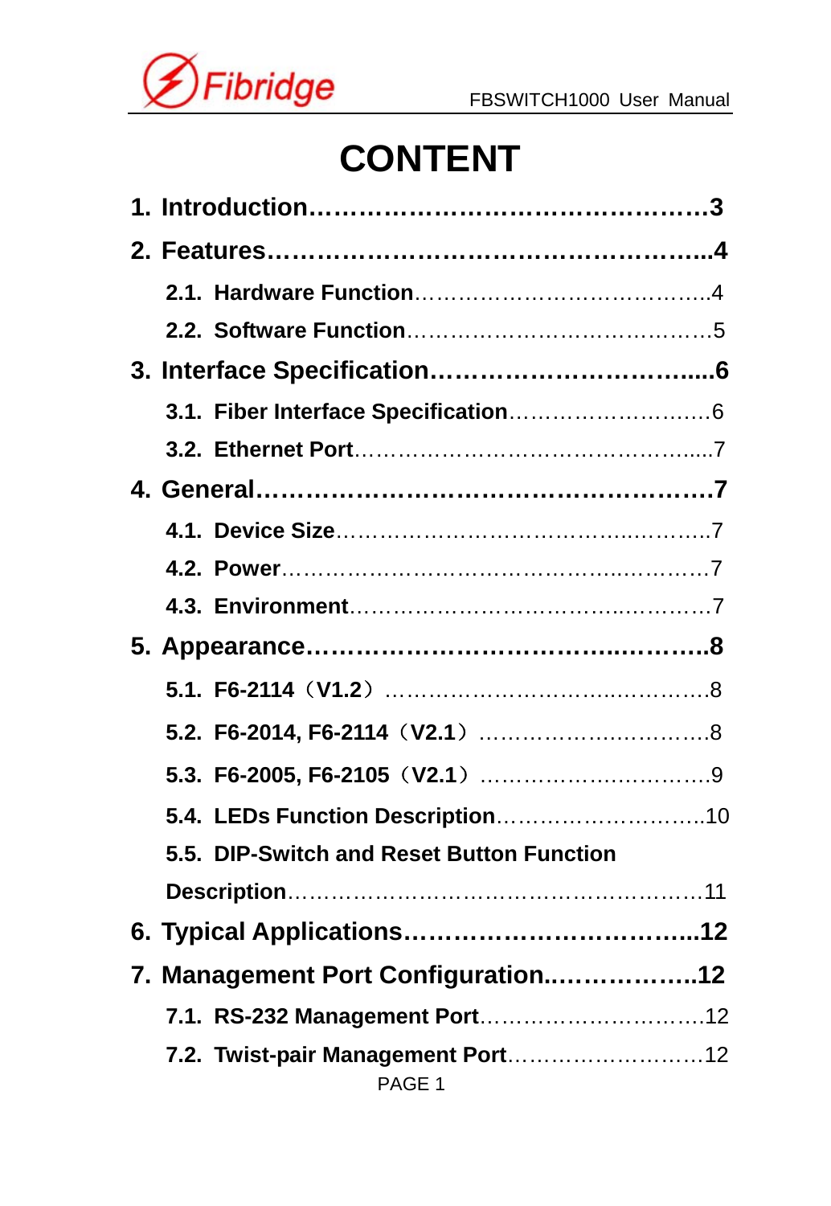# CONTENT

**1. Introduction……………………………………………3**

**2. Features………………………………………………..4**

- **2.1. Hardware Function**…………………………………..4
- **2.2. Software Function**……………………………………5

**3. Interface Specification………………………….....6**

- **3.1. Fiber Interface Specification**……………………….6
- **3.2. Ethernet Port**………………………………………….....7

**4. General…………………………………………………7**

- **4.1. Device Size**………………………………….……….7
- **4.2. Power**…………………………………………………7
- **4.3. Environment**…………………………………………7

**5. Appearance………………………………….………..8**

- **5.1. F6-2114（V1.2）**…………………………….……….8
- **5.2. F6-2014, F6-2114（V2.1）**………………………….8
- **5.3. F6-2005, F6-2105（V2.1）**………………………….9
- **5.4. LEDs Function Description**……………………….10
- **5.5. DIP-Switch and Reset Button Function Description**………………………………………………11

**6. Typical Applications……………………………...12**

**7. Management Port Configuration..……………..12**

- **7.1. RS-232 Management Port**………………………….12
- **7.2. Twist-pair Management Port**……………………….12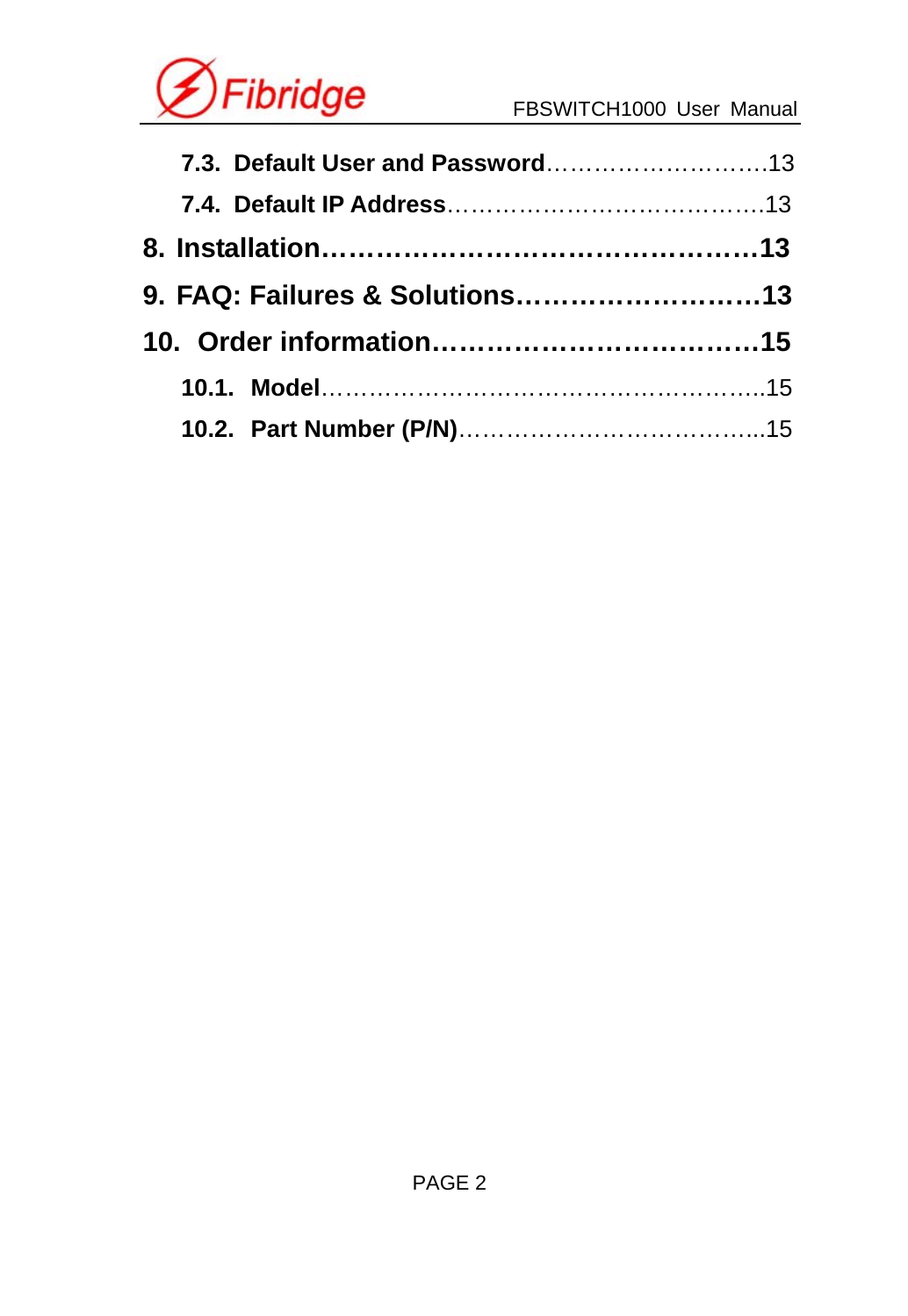**7.3. Default User and Password**……………………….13

**7.4. Default IP Address**………………………………….13

**8. Installation…………………………………………13**

**9. FAQ: Failures & Solutions………………………13**

**10. Order information………………………………15**

**10.1. Model**……………………………………………..15

**10.2. Part Number (P/N)**………………………………...15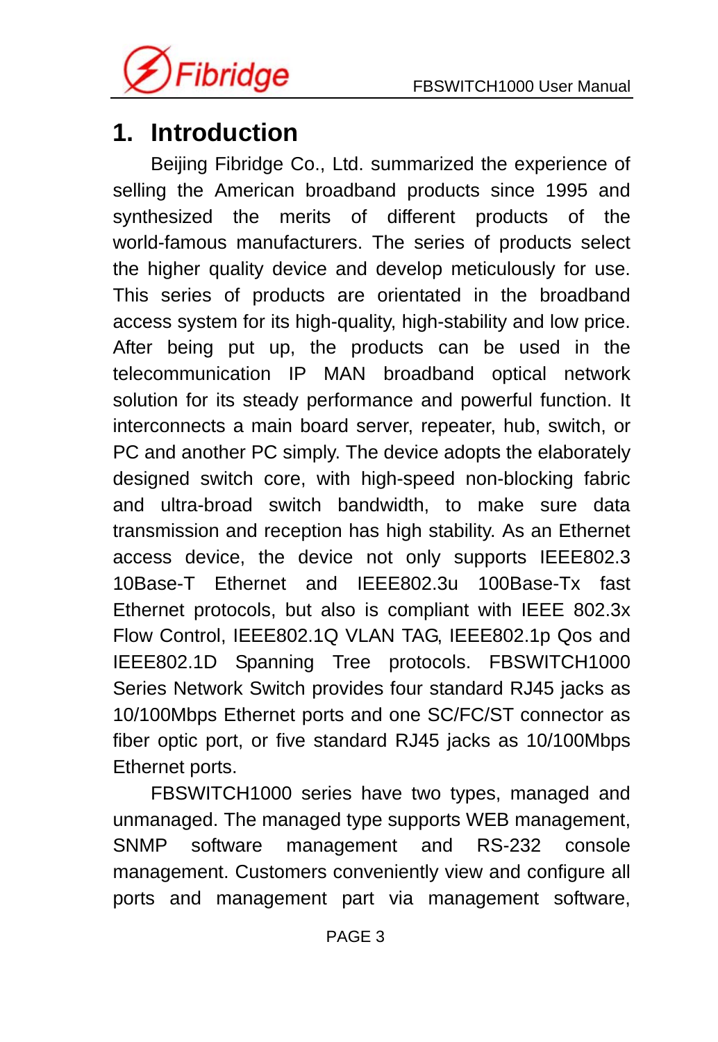# 1. Introduction

Beijing Fibridge Co., Ltd. summarized the experience of selling the American broadband products since 1995 and synthesized the merits of different products of the world-famous manufacturers. The series of products select the higher quality device and develop meticulously for use. This series of products are orientated in the broadband access system for its high-quality, high-stability and low price. After being put up, the products can be used in the telecommunication IP MAN broadband optical network solution for its steady performance and powerful function. It interconnects a main board server, repeater, hub, switch, or PC and another PC simply. The device adopts the elaborately designed switch core, with high-speed non-blocking fabric and ultra-broad switch bandwidth, to make sure data transmission and reception has high stability. As an Ethernet access device, the device not only supports IEEE802.3 10Base-T Ethernet and IEEE802.3u 100Base-Tx fast Ethernet protocols, but also is compliant with IEEE 802.3x Flow Control, IEEE802.1Q VLAN TAG, IEEE802.1p Qos and IEEE802.1D Spanning Tree protocols. FBSWITCH1000 Series Network Switch provides four standard RJ45 jacks as 10/100Mbps Ethernet ports and one SC/FC/ST connector as fiber optic port, or five standard RJ45 jacks as 10/100Mbps Ethernet ports.

FBSWITCH1000 series have two types, managed and unmanaged. The managed type supports WEB management, SNMP software management and RS-232 console management. Customers conveniently view and configure all ports and management part via management software,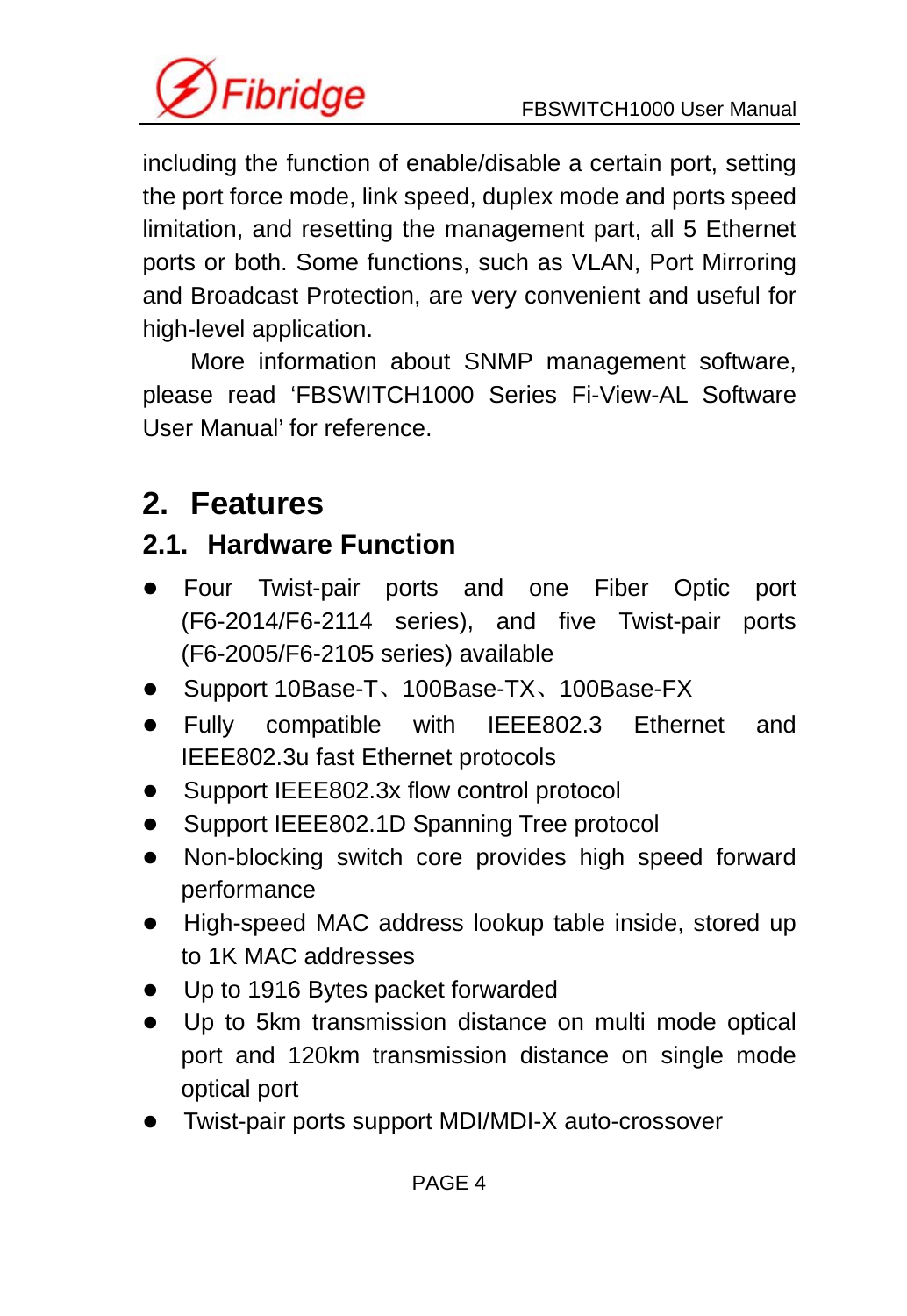including the function of enable/disable a certain port, setting the port force mode, link speed, duplex mode and ports speed limitation, and resetting the management part, all 5 Ethernet ports or both. Some functions, such as VLAN, Port Mirroring and Broadcast Protection, are very convenient and useful for high-level application.

More information about SNMP management software, please read 'FBSWITCH1000 Series Fi-View-AL Software User Manual' for reference.

# 2. Features

## 2.1. Hardware Function

- Four Twist-pair ports and one Fiber Optic port (F6-2014/F6-2114 series), and five Twist-pair ports (F6-2005/F6-2105 series) available
- Support 10Base-T、100Base-TX、100Base-FX
- Fully compatible with IEEE802.3 Ethernet and IEEE802.3u fast Ethernet protocols
- Support IEEE802.3x flow control protocol
- Support IEEE802.1D Spanning Tree protocol
- Non-blocking switch core provides high speed forward performance
- High-speed MAC address lookup table inside, stored up to 1K MAC addresses
- Up to 1916 Bytes packet forwarded
- Up to 5km transmission distance on multi mode optical port and 120km transmission distance on single mode optical port
- Twist-pair ports support MDI/MDI-X auto-crossover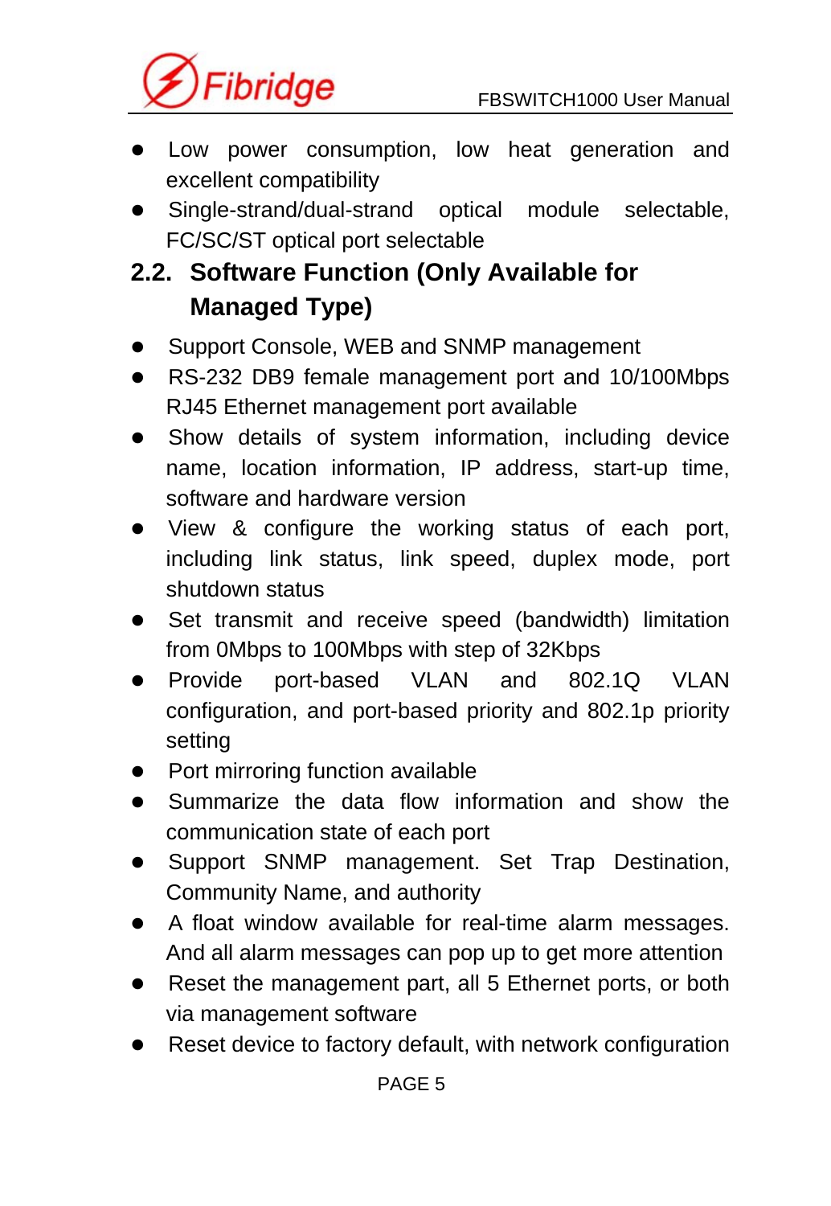- Low power consumption, low heat generation and excellent compatibility
- Single-strand/dual-strand optical module selectable, FC/SC/ST optical port selectable

## 2.2. Software Function (Only Available for Managed Type)

- Support Console, WEB and SNMP management
- RS-232 DB9 female management port and 10/100Mbps RJ45 Ethernet management port available
- Show details of system information, including device name, location information, IP address, start-up time, software and hardware version
- View & configure the working status of each port, including link status, link speed, duplex mode, port shutdown status
- Set transmit and receive speed (bandwidth) limitation from 0Mbps to 100Mbps with step of 32Kbps
- Provide port-based VLAN and 802.1Q VLAN configuration, and port-based priority and 802.1p priority setting
- Port mirroring function available
- Summarize the data flow information and show the communication state of each port
- Support SNMP management. Set Trap Destination, Community Name, and authority
- A float window available for real-time alarm messages. And all alarm messages can pop up to get more attention
- Reset the management part, all 5 Ethernet ports, or both via management software
- Reset device to factory default, with network configuration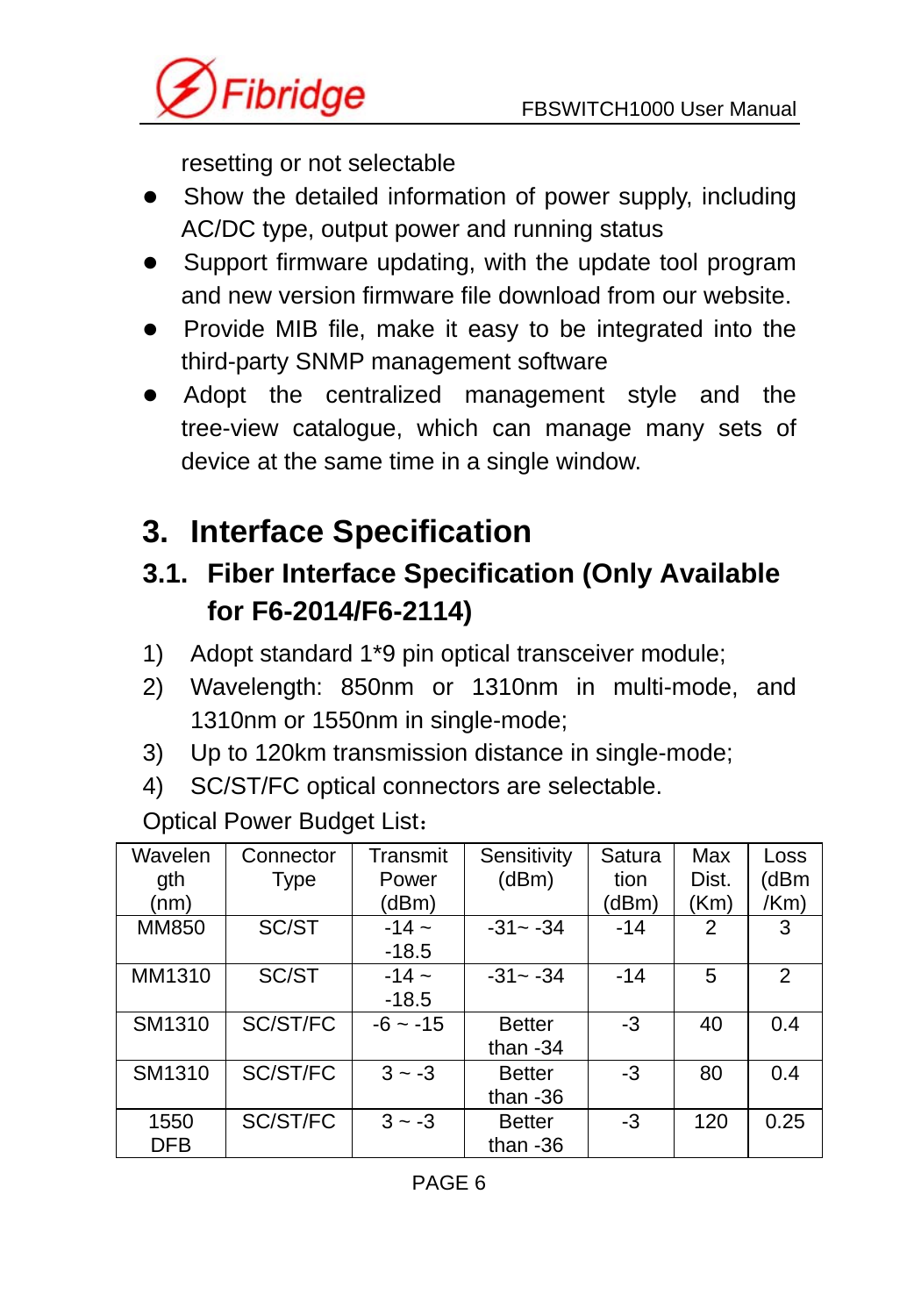resetting or not selectable

- Show the detailed information of power supply, including AC/DC type, output power and running status
- Support firmware updating, with the update tool program and new version firmware file download from our website.
- Provide MIB file, make it easy to be integrated into the third-party SNMP management software
- Adopt the centralized management style and the tree-view catalogue, which can manage many sets of device at the same time in a single window.

# 3. Interface Specification

## 3.1. Fiber Interface Specification (Only Available for F6-2014/F6-2114)

1) Adopt standard 1*9 pin optical transceiver module;
2) Wavelength: 850nm or 1310nm in multi-mode, and 1310nm or 1550nm in single-mode;
3) Up to 120km transmission distance in single-mode;
4) SC/ST/FC optical connectors are selectable.

Optical Power Budget List：

| Wavelength (nm) | Connector Type | Transmit Power (dBm) | Sensitivity (dBm) | Saturation (dBm) | Max Dist. (Km) | Loss (dBm/Km) |
|---|---|---|---|---|---|---|
| MM850 | SC/ST | -14 ~ -18.5 | -31~ -34 | -14 | 2 | 3 |
| MM1310 | SC/ST | -14 ~ -18.5 | -31~ -34 | -14 | 5 | 2 |
| SM1310 | SC/ST/FC | -6 ~ -15 | Better than -34 | -3 | 40 | 0.4 |
| SM1310 | SC/ST/FC | 3 ~ -3 | Better than -36 | -3 | 80 | 0.4 |
| 1550 DFB | SC/ST/FC | 3 ~ -3 | Better than -36 | -3 | 120 | 0.25 |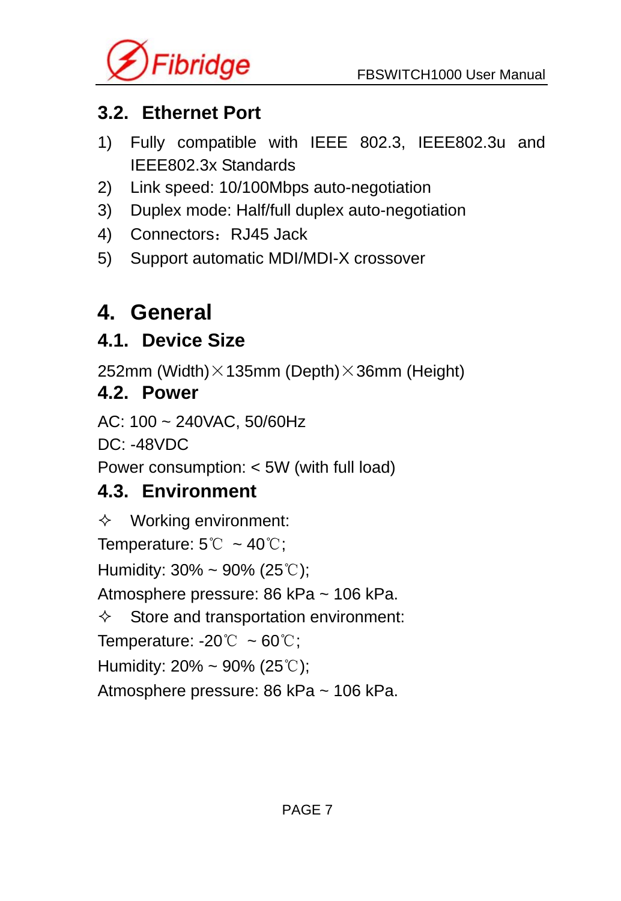## 3.2. Ethernet Port

1) Fully compatible with IEEE 802.3, IEEE802.3u and IEEE802.3x Standards
2) Link speed: 10/100Mbps auto-negotiation
3) Duplex mode: Half/full duplex auto-negotiation
4) Connectors：RJ45 Jack
5) Support automatic MDI/MDI-X crossover

# 4. General

## 4.1. Device Size

252mm (Width)×135mm (Depth)×36mm (Height)

## 4.2. Power

AC: 100 ~ 240VAC, 50/60Hz

DC: -48VDC

Power consumption: < 5W (with full load)

## 4.3. Environment

✧ Working environment:

Temperature: 5℃ ~ 40℃;

Humidity: 30% ~ 90% (25℃);

Atmosphere pressure: 86 kPa ~ 106 kPa.

✧ Store and transportation environment:

Temperature: -20℃ ~ 60℃;

Humidity: 20% ~ 90% (25℃);

Atmosphere pressure: 86 kPa ~ 106 kPa.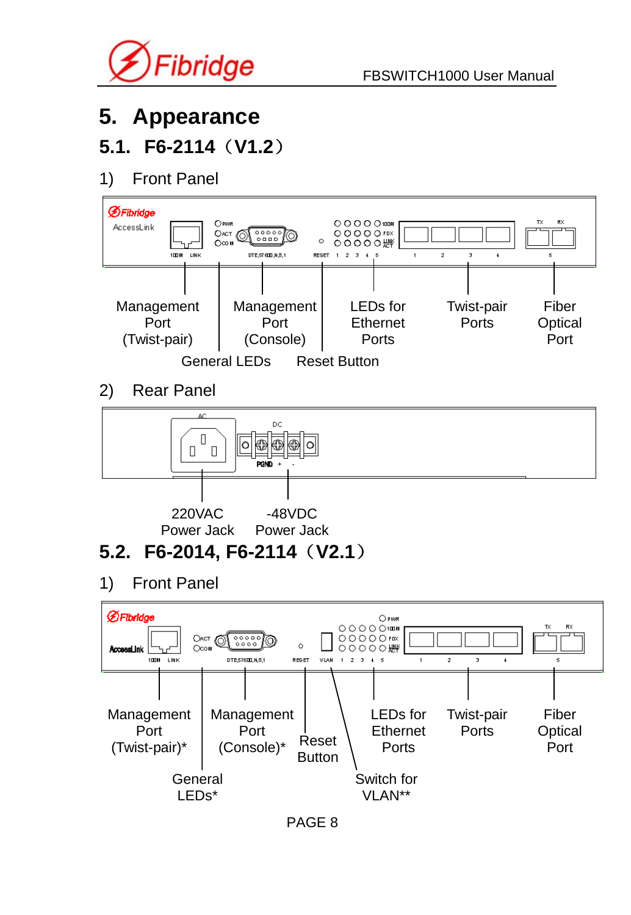# 5. Appearance

## 5.1. F6-2114（V1.2）

1) Front Panel

Management Port (Twist-pair)

Management Port (Console)

LEDs for Ethernet Ports

Twist-pair Ports

Fiber Optical Port

General LEDs

Reset Button

2) Rear Panel

220VAC Power Jack

-48VDC Power Jack

## 5.2. F6-2014, F6-2114（V2.1）

1) Front Panel

Management Port (Twist-pair)*

Management Port (Console)*

Reset Button

LEDs for Ethernet Ports

Twist-pair Ports

Fiber Optical Port

General LEDs*

Switch for VLAN**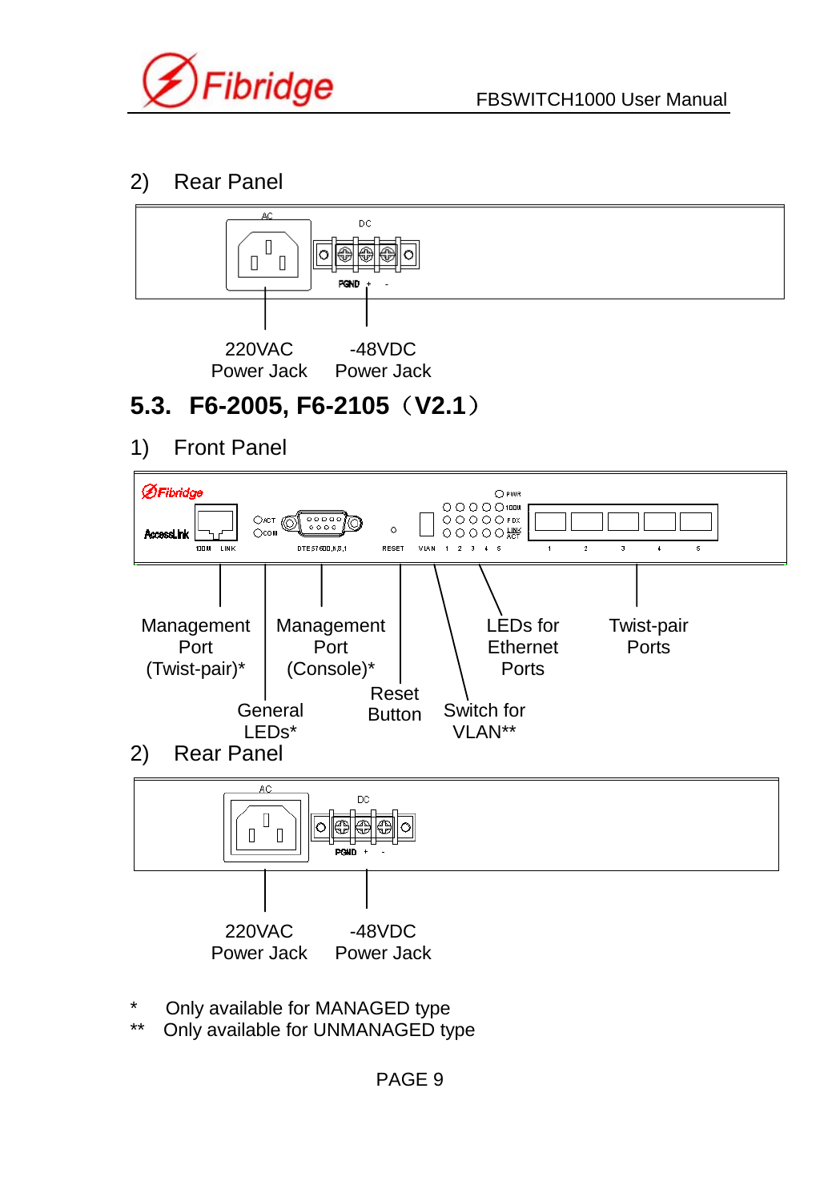2) Rear Panel

220VAC Power Jack

-48VDC Power Jack

## 5.3. F6-2005, F6-2105（V2.1）

1) Front Panel

Management Port (Twist-pair)*

Management Port (Console)*

LEDs for Ethernet Ports

Twist-pair Ports

Reset Button

General LEDs*

Switch for VLAN**

2) Rear Panel

220VAC Power Jack

-48VDC Power Jack

\* Only available for MANAGED type

\*\* Only available for UNMANAGED type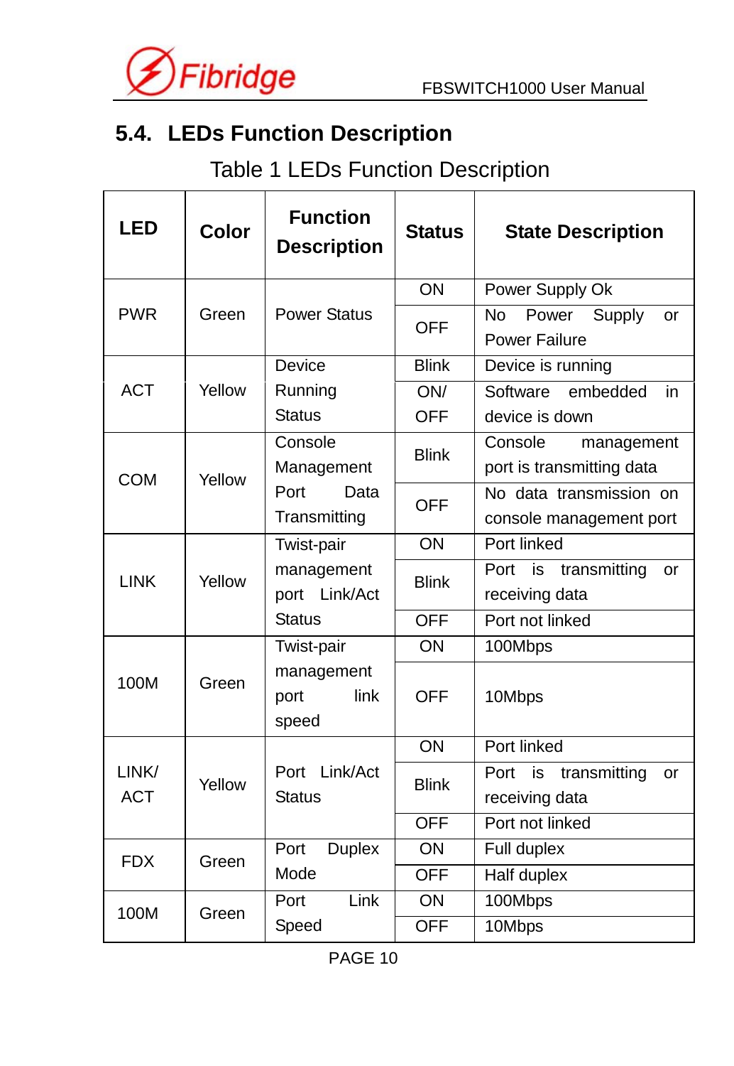## 5.4. LEDs Function Description

Table 1 LEDs Function Description

| LED | Color | Function Description | Status | State Description |
|---|---|---|---|---|
| PWR | Green | Power Status | ON | Power Supply Ok |
| | | | OFF | No Power Supply or Power Failure |
| ACT | Yellow | Device Running Status | Blink | Device is running |
| | | | ON/ OFF | Software embedded in device is down |
| COM | Yellow | Console Management Port Data Transmitting | Blink | Console management port is transmitting data |
| | | | OFF | No data transmission on console management port |
| LINK | Yellow | Twist-pair management port Link/Act Status | ON | Port linked |
| | | | Blink | Port is transmitting or receiving data |
| | | | OFF | Port not linked |
| 100M | Green | Twist-pair management port link speed | ON | 100Mbps |
| | | | OFF | 10Mbps |
| LINK/ ACT | Yellow | Port Link/Act Status | ON | Port linked |
| | | | Blink | Port is transmitting or receiving data |
| | | | OFF | Port not linked |
| FDX | Green | Port Duplex Mode | ON | Full duplex |
| | | | OFF | Half duplex |
| 100M | Green | Port Link Speed | ON | 100Mbps |
| | | | OFF | 10Mbps |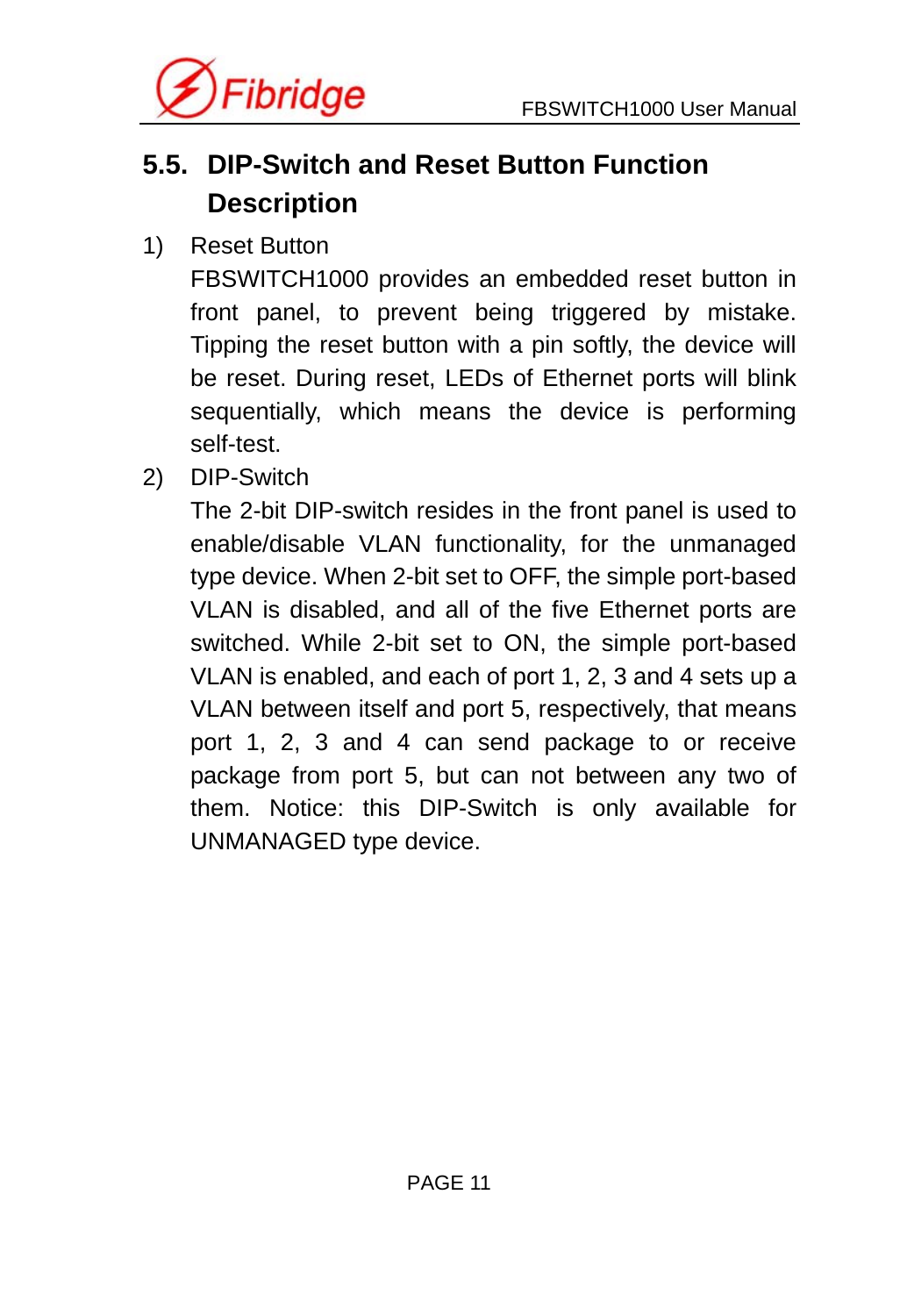## 5.5. DIP-Switch and Reset Button Function Description

1) Reset Button

   FBSWITCH1000 provides an embedded reset button in front panel, to prevent being triggered by mistake. Tipping the reset button with a pin softly, the device will be reset. During reset, LEDs of Ethernet ports will blink sequentially, which means the device is performing self-test.

2) DIP-Switch

   The 2-bit DIP-switch resides in the front panel is used to enable/disable VLAN functionality, for the unmanaged type device. When 2-bit set to OFF, the simple port-based VLAN is disabled, and all of the five Ethernet ports are switched. While 2-bit set to ON, the simple port-based VLAN is enabled, and each of port 1, 2, 3 and 4 sets up a VLAN between itself and port 5, respectively, that means port 1, 2, 3 and 4 can send package to or receive package from port 5, but can not between any two of them. Notice: this DIP-Switch is only available for UNMANAGED type device.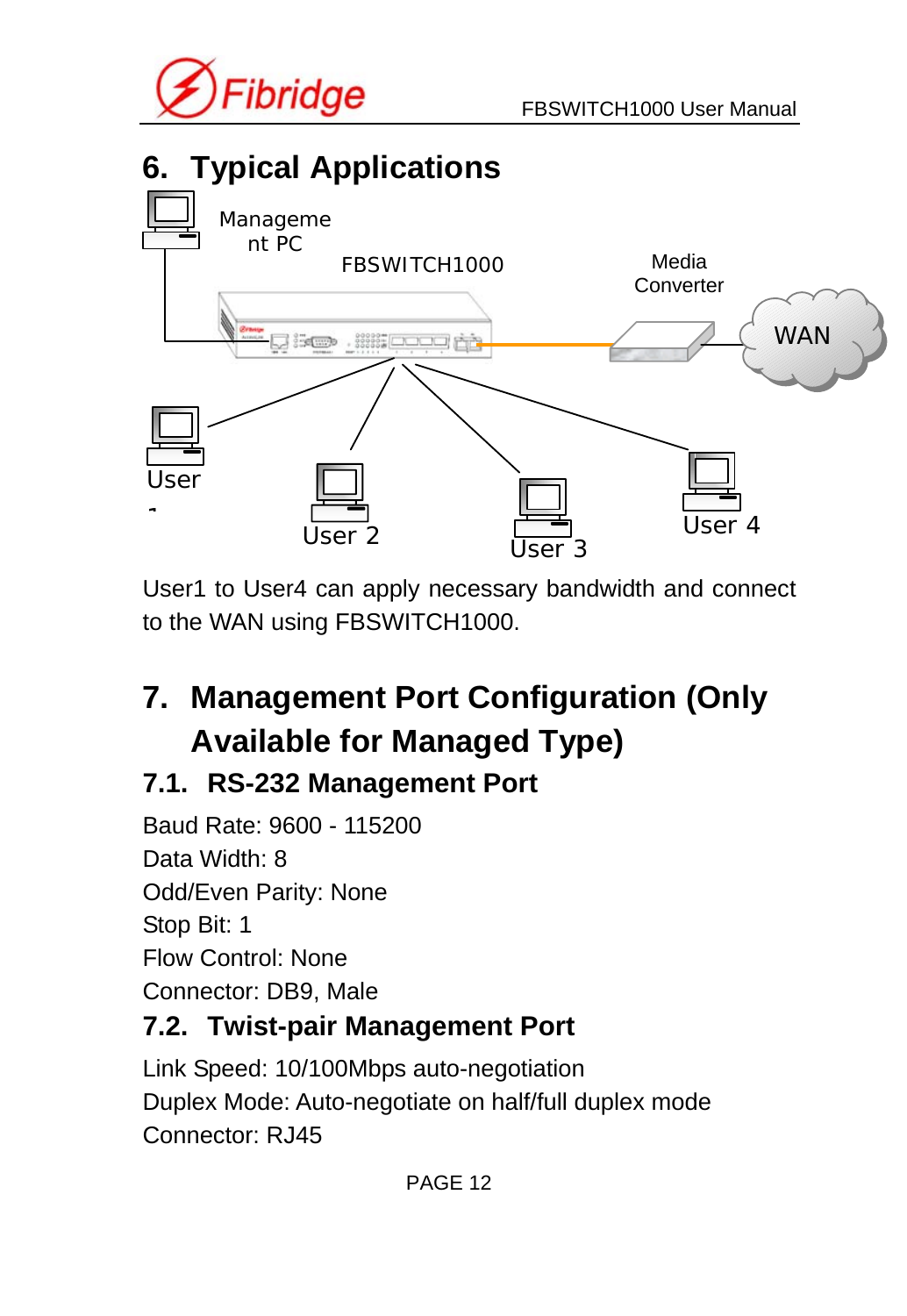# 6. Typical Applications

User1 to User4 can apply necessary bandwidth and connect to the WAN using FBSWITCH1000.

# 7. Management Port Configuration (Only Available for Managed Type)

## 7.1. RS-232 Management Port

Baud Rate: 9600 - 115200
Data Width: 8
Odd/Even Parity: None
Stop Bit: 1
Flow Control: None
Connector: DB9, Male

## 7.2. Twist-pair Management Port

Link Speed: 10/100Mbps auto-negotiation
Duplex Mode: Auto-negotiate on half/full duplex mode
Connector: RJ45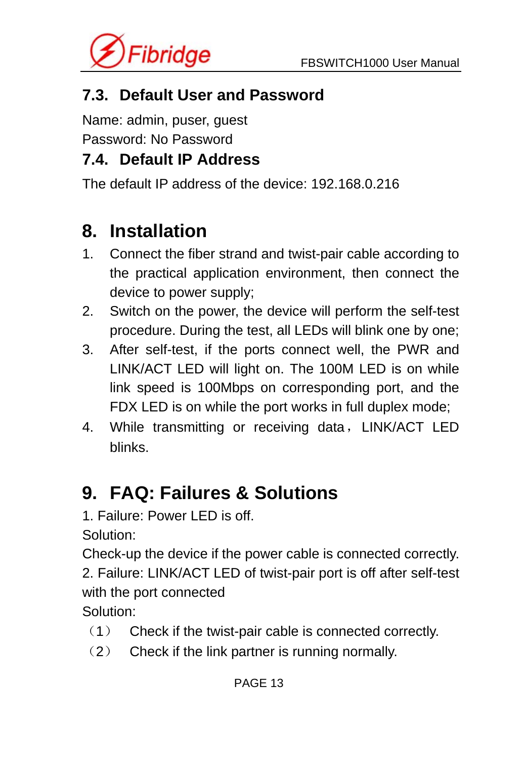### 7.3. Default User and Password

Name: admin, puser, guest
Password: No Password

### 7.4. Default IP Address

The default IP address of the device: 192.168.0.216

## 8. Installation

1. Connect the fiber strand and twist-pair cable according to the practical application environment, then connect the device to power supply;
2. Switch on the power, the device will perform the self-test procedure. During the test, all LEDs will blink one by one;
3. After self-test, if the ports connect well, the PWR and LINK/ACT LED will light on. The 100M LED is on while link speed is 100Mbps on corresponding port, and the FDX LED is on while the port works in full duplex mode;
4. While transmitting or receiving data， LINK/ACT LED blinks.

## 9. FAQ: Failures & Solutions

1. Failure: Power LED is off.
Solution:
Check-up the device if the power cable is connected correctly.
2. Failure: LINK/ACT LED of twist-pair port is off after self-test with the port connected
Solution:
（1） Check if the twist-pair cable is connected correctly.
（2） Check if the link partner is running normally.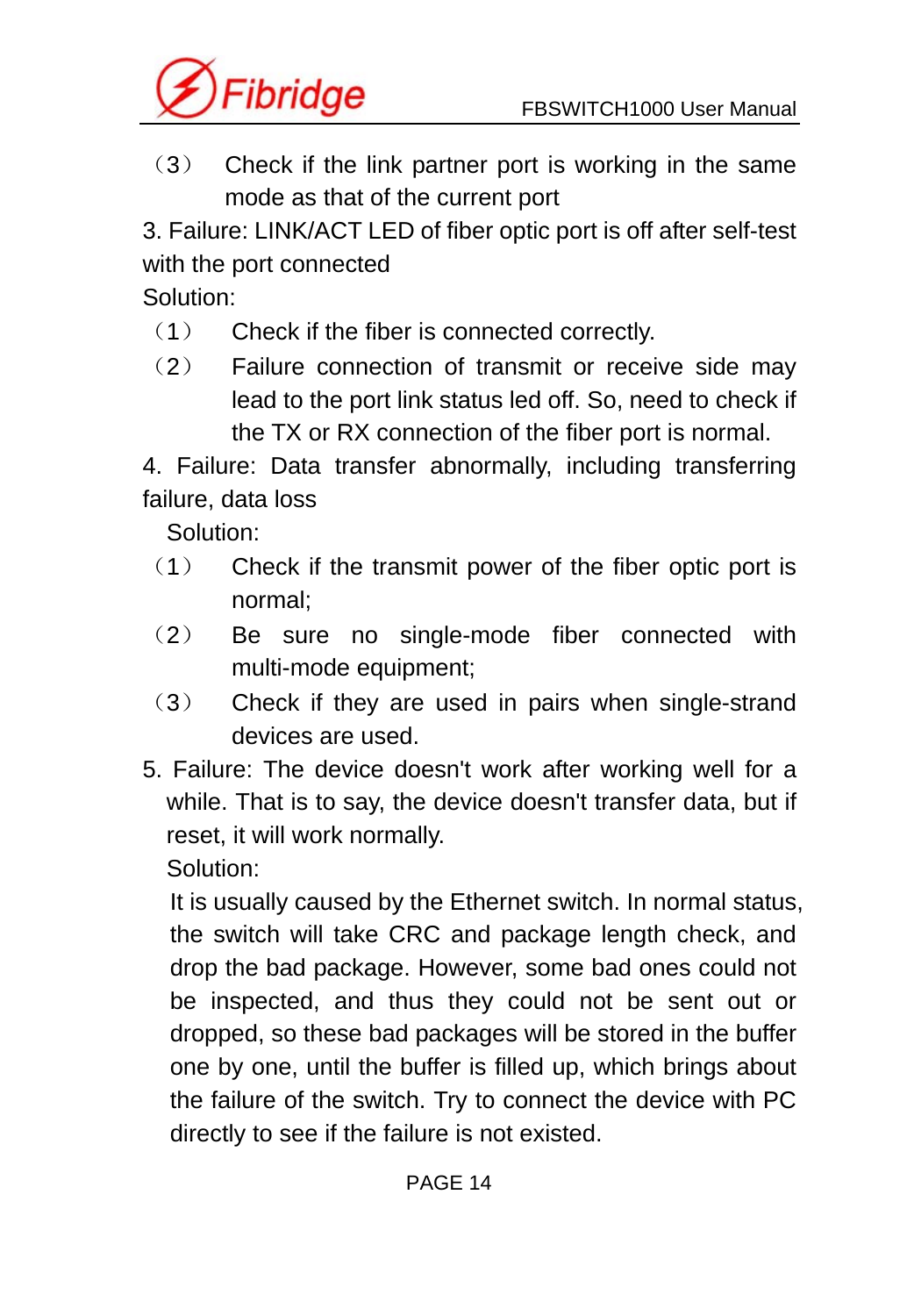（3） Check if the link partner port is working in the same mode as that of the current port

3. Failure: LINK/ACT LED of fiber optic port is off after self-test with the port connected

Solution:

（1） Check if the fiber is connected correctly.

（2） Failure connection of transmit or receive side may lead to the port link status led off. So, need to check if the TX or RX connection of the fiber port is normal.

4. Failure: Data transfer abnormally, including transferring failure, data loss

Solution:

（1） Check if the transmit power of the fiber optic port is normal;

（2） Be sure no single-mode fiber connected with multi-mode equipment;

（3） Check if they are used in pairs when single-strand devices are used.

5. Failure: The device doesn't work after working well for a while. That is to say, the device doesn't transfer data, but if reset, it will work normally.

Solution:

It is usually caused by the Ethernet switch. In normal status, the switch will take CRC and package length check, and drop the bad package. However, some bad ones could not be inspected, and thus they could not be sent out or dropped, so these bad packages will be stored in the buffer one by one, until the buffer is filled up, which brings about the failure of the switch. Try to connect the device with PC directly to see if the failure is not existed.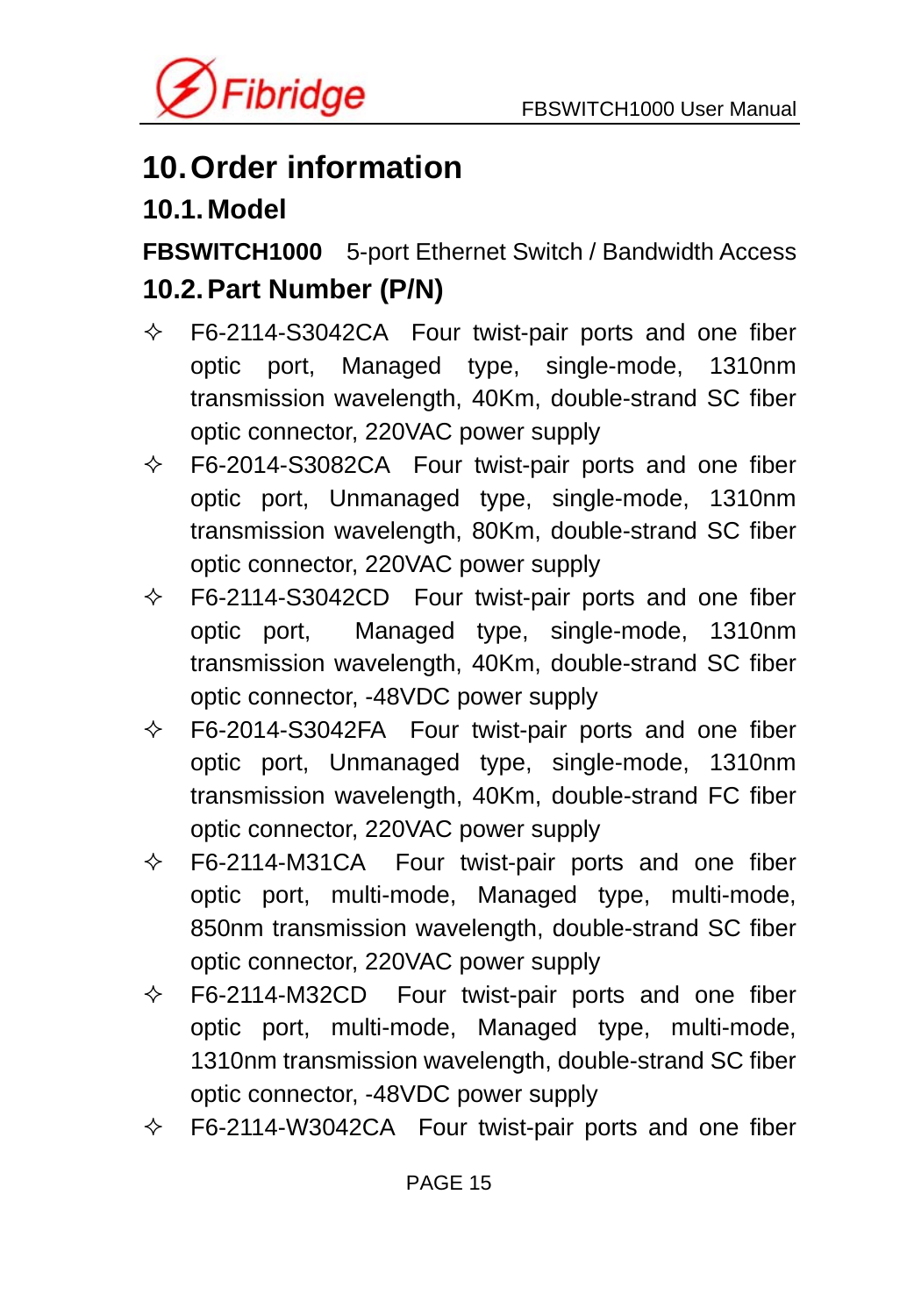# 10. Order information

## 10.1. Model

**FBSWITCH1000** 5-port Ethernet Switch / Bandwidth Access

## 10.2. Part Number (P/N)

- F6-2114-S3042CA Four twist-pair ports and one fiber optic port, Managed type, single-mode, 1310nm transmission wavelength, 40Km, double-strand SC fiber optic connector, 220VAC power supply
- F6-2014-S3082CA Four twist-pair ports and one fiber optic port, Unmanaged type, single-mode, 1310nm transmission wavelength, 80Km, double-strand SC fiber optic connector, 220VAC power supply
- F6-2114-S3042CD Four twist-pair ports and one fiber optic port, Managed type, single-mode, 1310nm transmission wavelength, 40Km, double-strand SC fiber optic connector, -48VDC power supply
- F6-2014-S3042FA Four twist-pair ports and one fiber optic port, Unmanaged type, single-mode, 1310nm transmission wavelength, 40Km, double-strand FC fiber optic connector, 220VAC power supply
- F6-2114-M31CA Four twist-pair ports and one fiber optic port, multi-mode, Managed type, multi-mode, 850nm transmission wavelength, double-strand SC fiber optic connector, 220VAC power supply
- F6-2114-M32CD Four twist-pair ports and one fiber optic port, multi-mode, Managed type, multi-mode, 1310nm transmission wavelength, double-strand SC fiber optic connector, -48VDC power supply
- F6-2114-W3042CA Four twist-pair ports and one fiber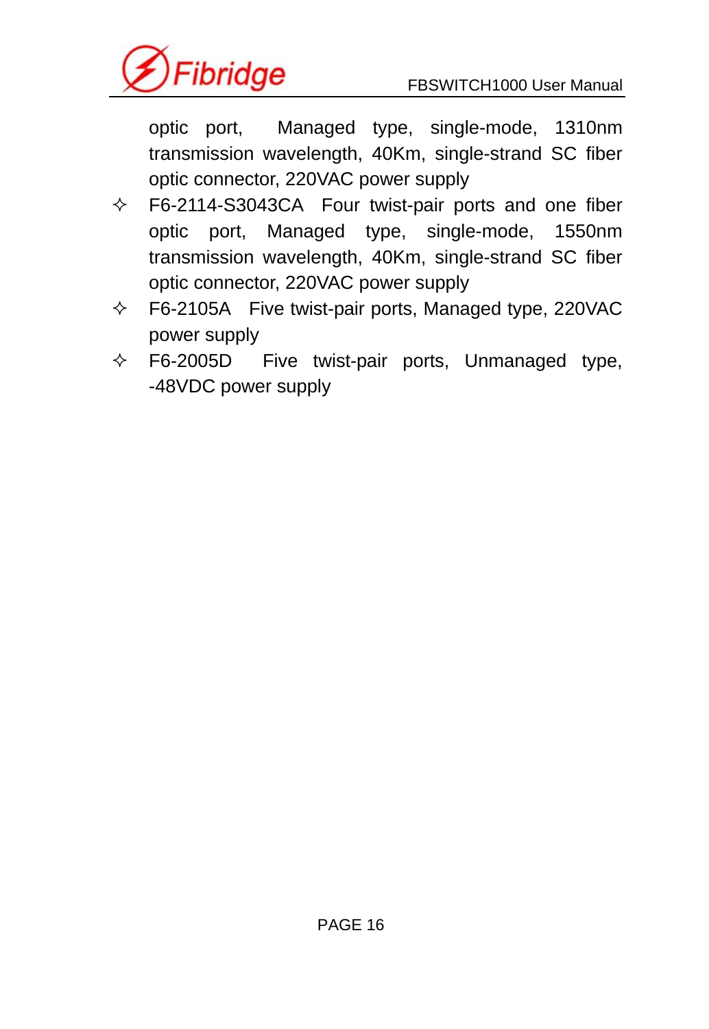optic port, Managed type, single-mode, 1310nm transmission wavelength, 40Km, single-strand SC fiber optic connector, 220VAC power supply

- F6-2114-S3043CA Four twist-pair ports and one fiber optic port, Managed type, single-mode, 1550nm transmission wavelength, 40Km, single-strand SC fiber optic connector, 220VAC power supply
- F6-2105A Five twist-pair ports, Managed type, 220VAC power supply
- F6-2005D Five twist-pair ports, Unmanaged type, -48VDC power supply